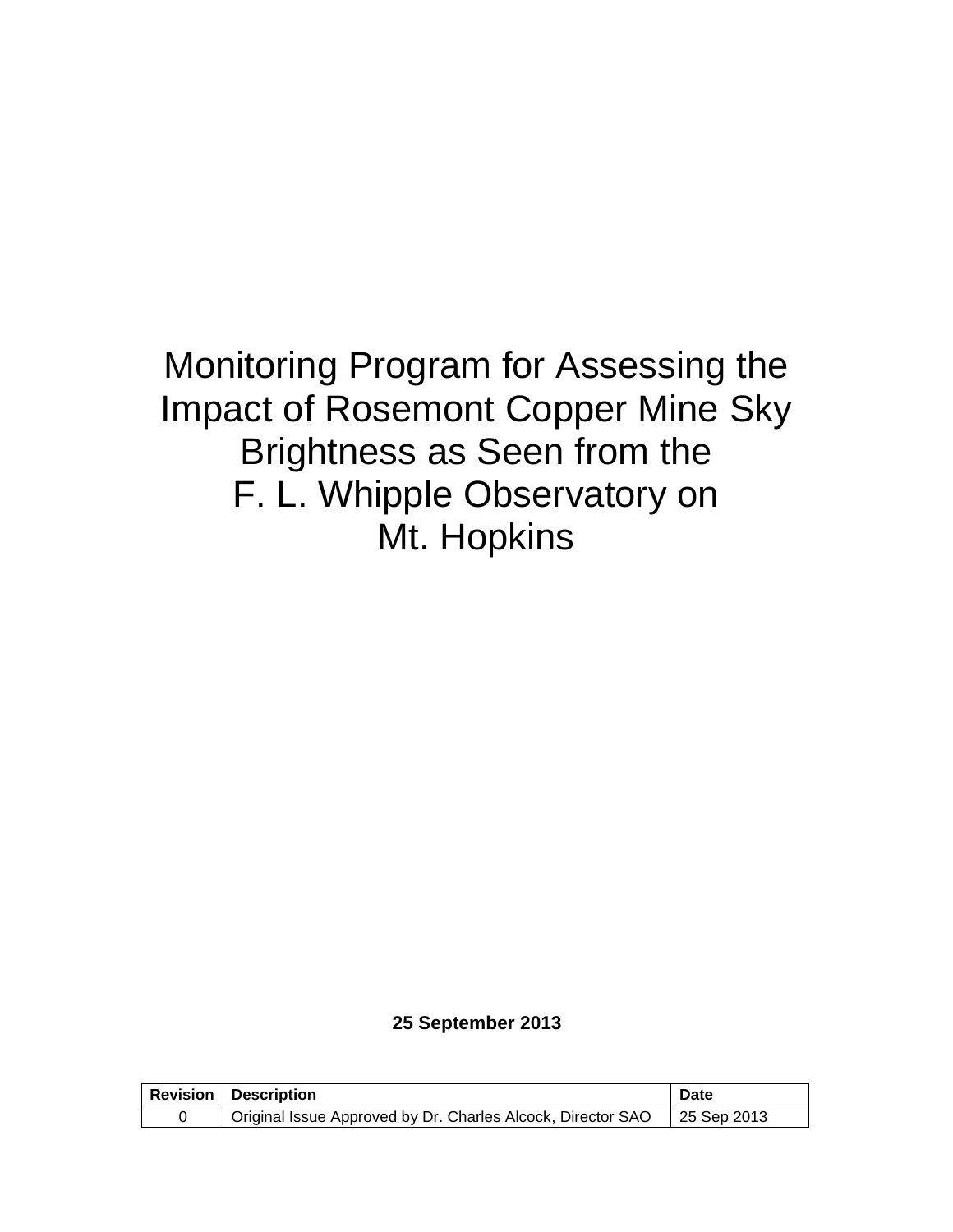# Monitoring Program for Assessing the Impact of Rosemont Copper Mine Sky Brightness as Seen from the F. L. Whipple Observatory on Mt. Hopkins

**25 September 2013**

| Revision | Description | Date |
|---|---|---|
| 0 | Original Issue Approved by Dr. Charles Alcock, Director SAO | 25 Sep 2013 |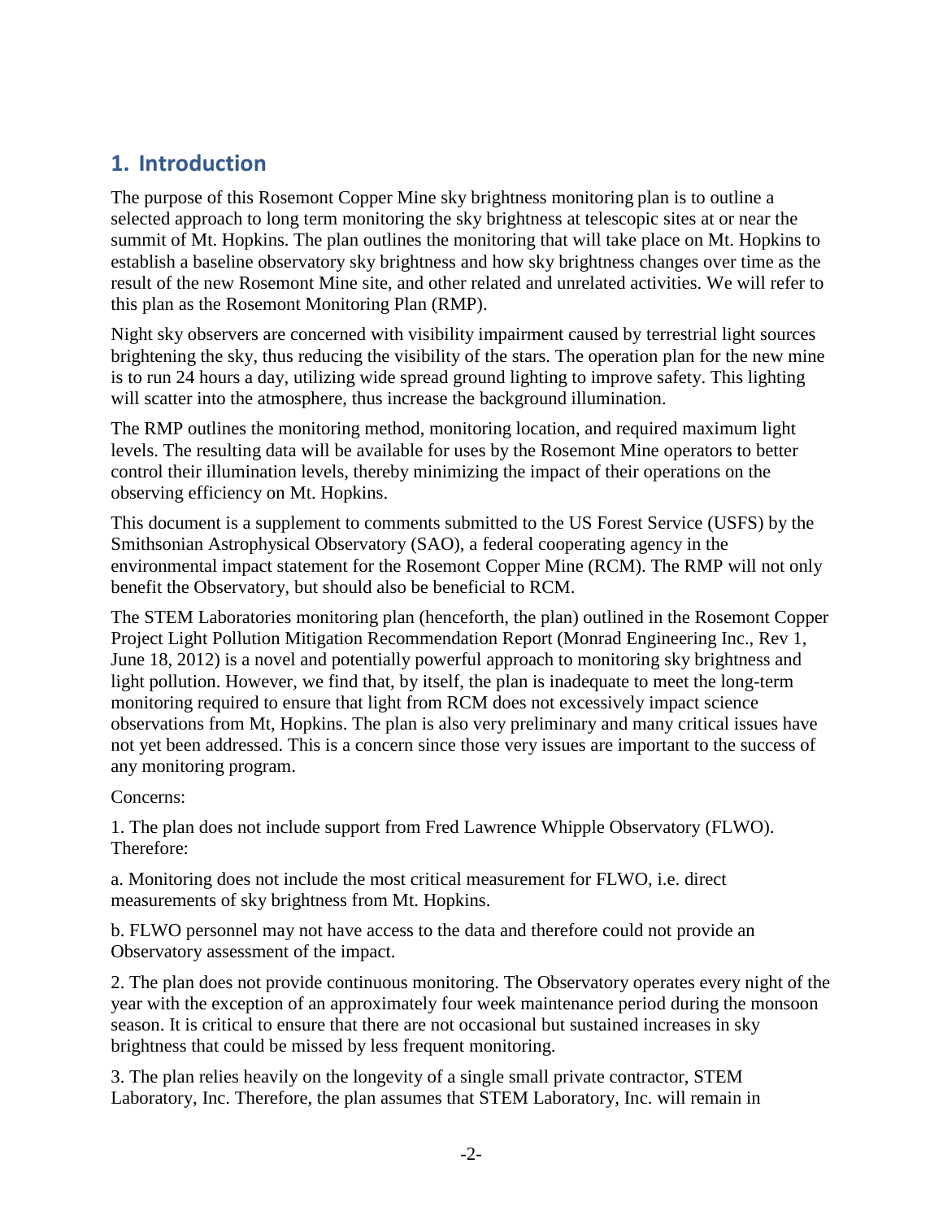## 1. Introduction

The purpose of this Rosemont Copper Mine sky brightness monitoring plan is to outline a selected approach to long term monitoring the sky brightness at telescopic sites at or near the summit of Mt. Hopkins. The plan outlines the monitoring that will take place on Mt. Hopkins to establish a baseline observatory sky brightness and how sky brightness changes over time as the result of the new Rosemont Mine site, and other related and unrelated activities. We will refer to this plan as the Rosemont Monitoring Plan (RMP).

Night sky observers are concerned with visibility impairment caused by terrestrial light sources brightening the sky, thus reducing the visibility of the stars. The operation plan for the new mine is to run 24 hours a day, utilizing wide spread ground lighting to improve safety. This lighting will scatter into the atmosphere, thus increase the background illumination.

The RMP outlines the monitoring method, monitoring location, and required maximum light levels. The resulting data will be available for uses by the Rosemont Mine operators to better control their illumination levels, thereby minimizing the impact of their operations on the observing efficiency on Mt. Hopkins.

This document is a supplement to comments submitted to the US Forest Service (USFS) by the Smithsonian Astrophysical Observatory (SAO), a federal cooperating agency in the environmental impact statement for the Rosemont Copper Mine (RCM). The RMP will not only benefit the Observatory, but should also be beneficial to RCM.

The STEM Laboratories monitoring plan (henceforth, the plan) outlined in the Rosemont Copper Project Light Pollution Mitigation Recommendation Report (Monrad Engineering Inc., Rev 1, June 18, 2012) is a novel and potentially powerful approach to monitoring sky brightness and light pollution. However, we find that, by itself, the plan is inadequate to meet the long-term monitoring required to ensure that light from RCM does not excessively impact science observations from Mt, Hopkins. The plan is also very preliminary and many critical issues have not yet been addressed. This is a concern since those very issues are important to the success of any monitoring program.

Concerns:

1. The plan does not include support from Fred Lawrence Whipple Observatory (FLWO). Therefore:

a. Monitoring does not include the most critical measurement for FLWO, i.e. direct measurements of sky brightness from Mt. Hopkins.

b. FLWO personnel may not have access to the data and therefore could not provide an Observatory assessment of the impact.

2. The plan does not provide continuous monitoring. The Observatory operates every night of the year with the exception of an approximately four week maintenance period during the monsoon season. It is critical to ensure that there are not occasional but sustained increases in sky brightness that could be missed by less frequent monitoring.

3. The plan relies heavily on the longevity of a single small private contractor, STEM Laboratory, Inc. Therefore, the plan assumes that STEM Laboratory, Inc. will remain in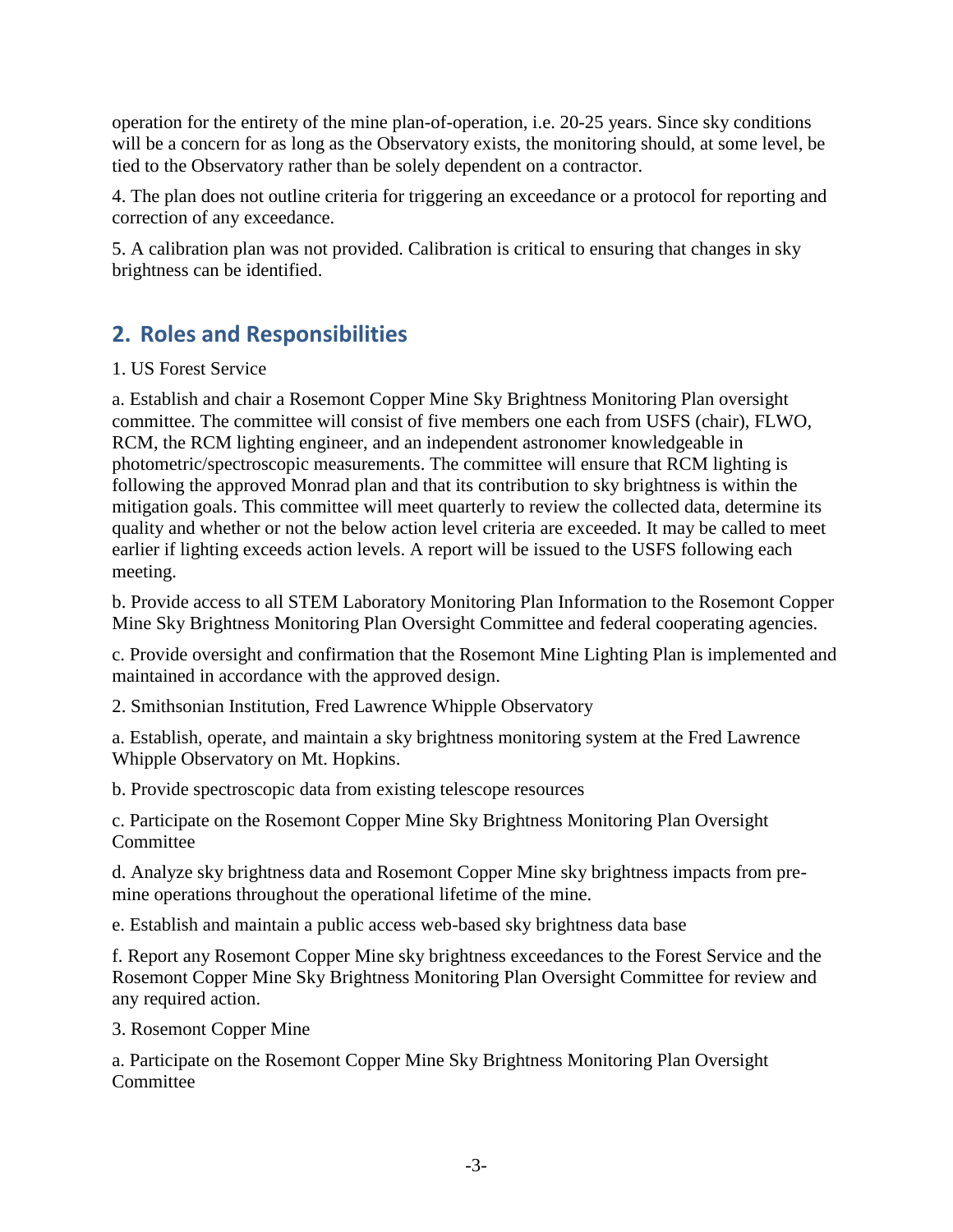operation for the entirety of the mine plan-of-operation, i.e. 20-25 years. Since sky conditions will be a concern for as long as the Observatory exists, the monitoring should, at some level, be tied to the Observatory rather than be solely dependent on a contractor.

4. The plan does not outline criteria for triggering an exceedance or a protocol for reporting and correction of any exceedance.

5. A calibration plan was not provided. Calibration is critical to ensuring that changes in sky brightness can be identified.

## 2. Roles and Responsibilities

1. US Forest Service

a. Establish and chair a Rosemont Copper Mine Sky Brightness Monitoring Plan oversight committee. The committee will consist of five members one each from USFS (chair), FLWO, RCM, the RCM lighting engineer, and an independent astronomer knowledgeable in photometric/spectroscopic measurements. The committee will ensure that RCM lighting is following the approved Monrad plan and that its contribution to sky brightness is within the mitigation goals. This committee will meet quarterly to review the collected data, determine its quality and whether or not the below action level criteria are exceeded. It may be called to meet earlier if lighting exceeds action levels. A report will be issued to the USFS following each meeting.

b. Provide access to all STEM Laboratory Monitoring Plan Information to the Rosemont Copper Mine Sky Brightness Monitoring Plan Oversight Committee and federal cooperating agencies.

c. Provide oversight and confirmation that the Rosemont Mine Lighting Plan is implemented and maintained in accordance with the approved design.

2. Smithsonian Institution, Fred Lawrence Whipple Observatory

a. Establish, operate, and maintain a sky brightness monitoring system at the Fred Lawrence Whipple Observatory on Mt. Hopkins.

b. Provide spectroscopic data from existing telescope resources

c. Participate on the Rosemont Copper Mine Sky Brightness Monitoring Plan Oversight Committee

d. Analyze sky brightness data and Rosemont Copper Mine sky brightness impacts from pre-mine operations throughout the operational lifetime of the mine.

e. Establish and maintain a public access web-based sky brightness data base

f. Report any Rosemont Copper Mine sky brightness exceedances to the Forest Service and the Rosemont Copper Mine Sky Brightness Monitoring Plan Oversight Committee for review and any required action.

3. Rosemont Copper Mine

a. Participate on the Rosemont Copper Mine Sky Brightness Monitoring Plan Oversight Committee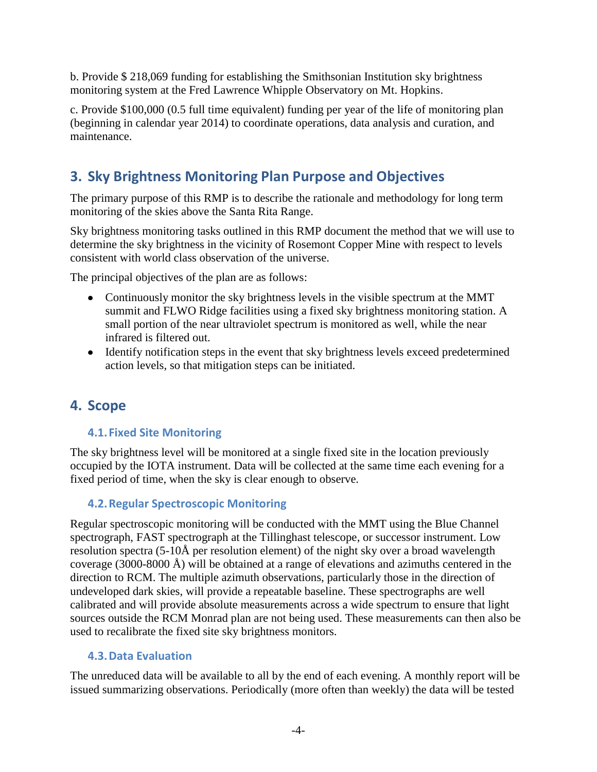b. Provide $ 218,069 funding for establishing the Smithsonian Institution sky brightness monitoring system at the Fred Lawrence Whipple Observatory on Mt. Hopkins.

c. Provide $100,000 (0.5 full time equivalent) funding per year of the life of monitoring plan (beginning in calendar year 2014) to coordinate operations, data analysis and curation, and maintenance.

## 3. Sky Brightness Monitoring Plan Purpose and Objectives

The primary purpose of this RMP is to describe the rationale and methodology for long term monitoring of the skies above the Santa Rita Range.

Sky brightness monitoring tasks outlined in this RMP document the method that we will use to determine the sky brightness in the vicinity of Rosemont Copper Mine with respect to levels consistent with world class observation of the universe.

The principal objectives of the plan are as follows:

- Continuously monitor the sky brightness levels in the visible spectrum at the MMT summit and FLWO Ridge facilities using a fixed sky brightness monitoring station. A small portion of the near ultraviolet spectrum is monitored as well, while the near infrared is filtered out.
- Identify notification steps in the event that sky brightness levels exceed predetermined action levels, so that mitigation steps can be initiated.

## 4. Scope

### 4.1. Fixed Site Monitoring

The sky brightness level will be monitored at a single fixed site in the location previously occupied by the IOTA instrument. Data will be collected at the same time each evening for a fixed period of time, when the sky is clear enough to observe.

### 4.2. Regular Spectroscopic Monitoring

Regular spectroscopic monitoring will be conducted with the MMT using the Blue Channel spectrograph, FAST spectrograph at the Tillinghast telescope, or successor instrument. Low resolution spectra (5-10Å per resolution element) of the night sky over a broad wavelength coverage (3000-8000 Å) will be obtained at a range of elevations and azimuths centered in the direction to RCM. The multiple azimuth observations, particularly those in the direction of undeveloped dark skies, will provide a repeatable baseline. These spectrographs are well calibrated and will provide absolute measurements across a wide spectrum to ensure that light sources outside the RCM Monrad plan are not being used. These measurements can then also be used to recalibrate the fixed site sky brightness monitors.

### 4.3. Data Evaluation

The unreduced data will be available to all by the end of each evening. A monthly report will be issued summarizing observations. Periodically (more often than weekly) the data will be tested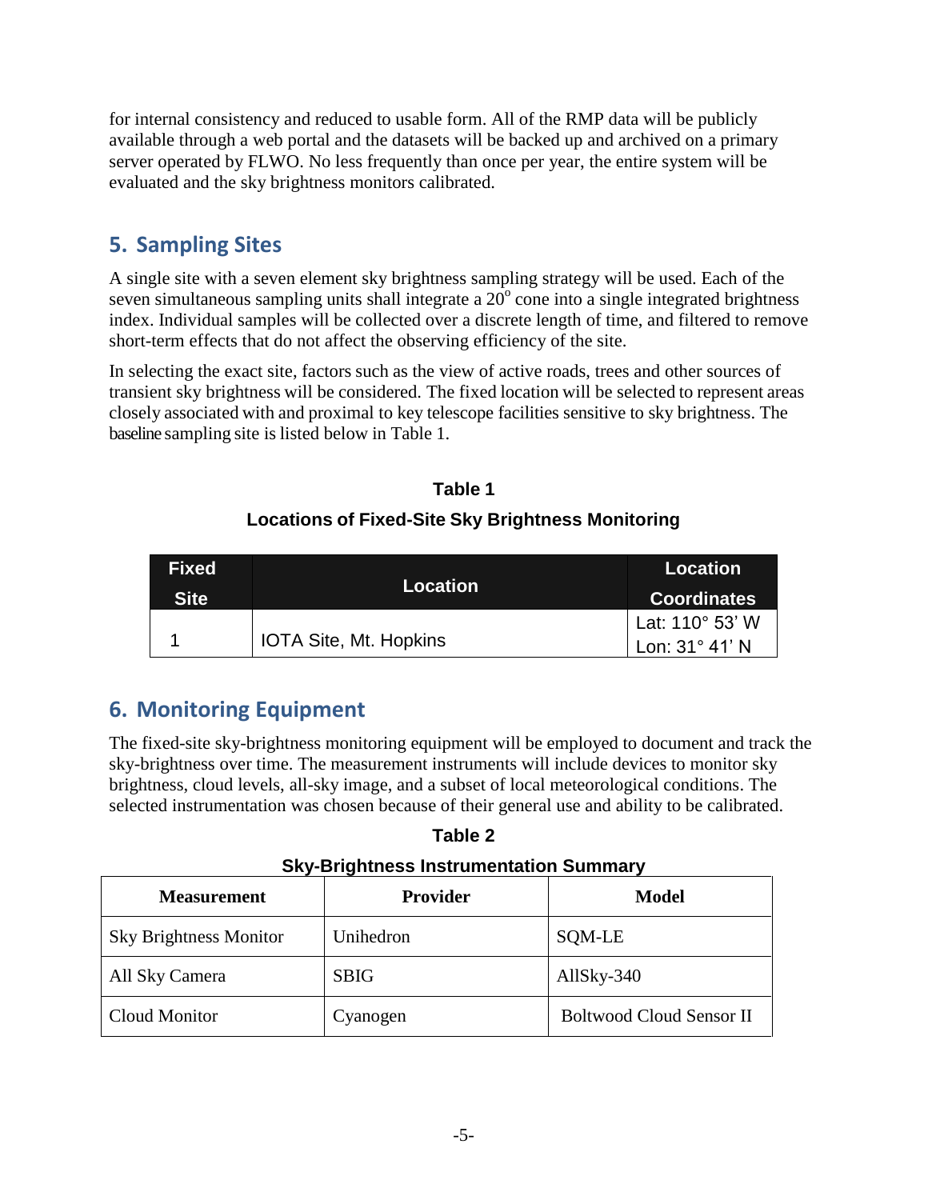for internal consistency and reduced to usable form. All of the RMP data will be publicly available through a web portal and the datasets will be backed up and archived on a primary server operated by FLWO. No less frequently than once per year, the entire system will be evaluated and the sky brightness monitors calibrated.

## 5. Sampling Sites

A single site with a seven element sky brightness sampling strategy will be used. Each of the seven simultaneous sampling units shall integrate a $20^{o}$ cone into a single integrated brightness index. Individual samples will be collected over a discrete length of time, and filtered to remove short-term effects that do not affect the observing efficiency of the site.

In selecting the exact site, factors such as the view of active roads, trees and other sources of transient sky brightness will be considered. The fixed location will be selected to represent areas closely associated with and proximal to key telescope facilities sensitive to sky brightness. The baseline sampling site is listed below in Table 1.

**Table 1**

**Locations of Fixed-Site Sky Brightness Monitoring**

| Fixed Site | Location | Location Coordinates |
|---|---|---|
| 1 | IOTA Site, Mt. Hopkins | Lat: 110° 53' W<br>Lon: 31° 41' N |

## 6. Monitoring Equipment

The fixed-site sky-brightness monitoring equipment will be employed to document and track the sky-brightness over time. The measurement instruments will include devices to monitor sky brightness, cloud levels, all-sky image, and a subset of local meteorological conditions. The selected instrumentation was chosen because of their general use and ability to be calibrated.

**Table 2**

**Sky-Brightness Instrumentation Summary**

| Measurement | Provider | Model |
|---|---|---|
| Sky Brightness Monitor | Unihedron | SQM-LE |
| All Sky Camera | SBIG | AllSky-340 |
| Cloud Monitor | Cyanogen | Boltwood Cloud Sensor II |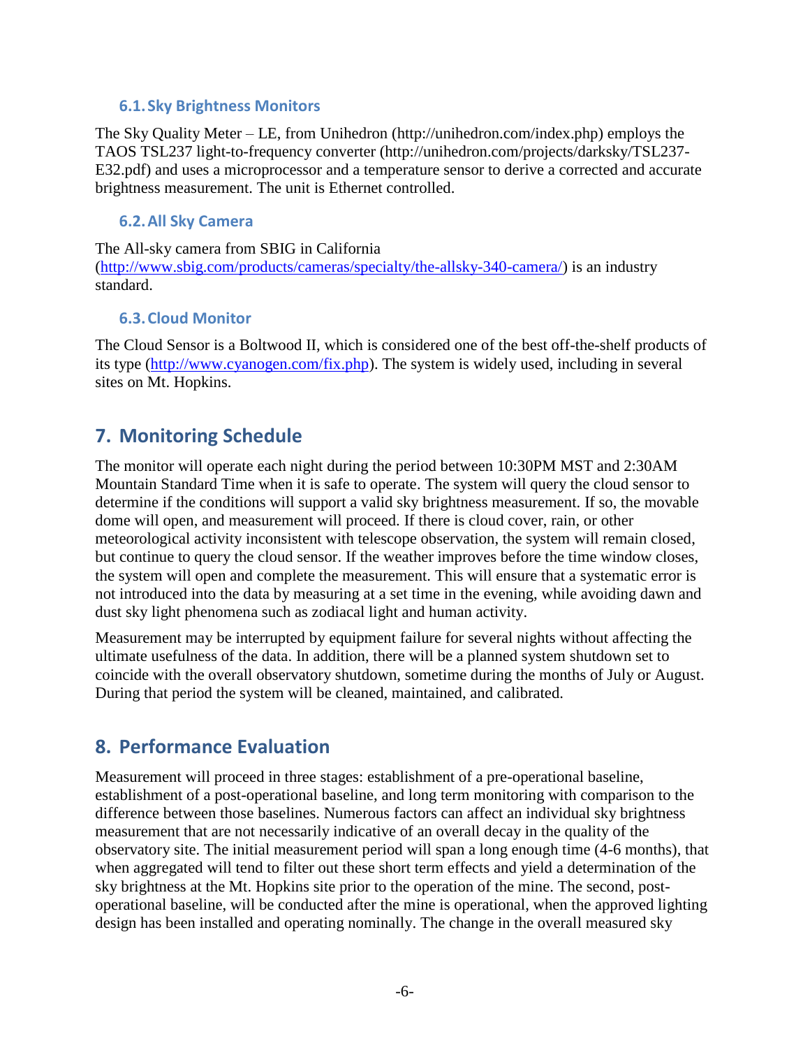### 6.1. Sky Brightness Monitors

The Sky Quality Meter – LE, from Unihedron (http://unihedron.com/index.php) employs the TAOS TSL237 light-to-frequency converter (http://unihedron.com/projects/darksky/TSL237-E32.pdf) and uses a microprocessor and a temperature sensor to derive a corrected and accurate brightness measurement. The unit is Ethernet controlled.

### 6.2. All Sky Camera

The All-sky camera from SBIG in California (http://www.sbig.com/products/cameras/specialty/the-allsky-340-camera/) is an industry standard.

### 6.3. Cloud Monitor

The Cloud Sensor is a Boltwood II, which is considered one of the best off-the-shelf products of its type (http://www.cyanogen.com/fix.php). The system is widely used, including in several sites on Mt. Hopkins.

## 7. Monitoring Schedule

The monitor will operate each night during the period between 10:30PM MST and 2:30AM Mountain Standard Time when it is safe to operate. The system will query the cloud sensor to determine if the conditions will support a valid sky brightness measurement. If so, the movable dome will open, and measurement will proceed. If there is cloud cover, rain, or other meteorological activity inconsistent with telescope observation, the system will remain closed, but continue to query the cloud sensor. If the weather improves before the time window closes, the system will open and complete the measurement. This will ensure that a systematic error is not introduced into the data by measuring at a set time in the evening, while avoiding dawn and dust sky light phenomena such as zodiacal light and human activity.

Measurement may be interrupted by equipment failure for several nights without affecting the ultimate usefulness of the data. In addition, there will be a planned system shutdown set to coincide with the overall observatory shutdown, sometime during the months of July or August. During that period the system will be cleaned, maintained, and calibrated.

## 8. Performance Evaluation

Measurement will proceed in three stages: establishment of a pre-operational baseline, establishment of a post-operational baseline, and long term monitoring with comparison to the difference between those baselines. Numerous factors can affect an individual sky brightness measurement that are not necessarily indicative of an overall decay in the quality of the observatory site. The initial measurement period will span a long enough time (4-6 months), that when aggregated will tend to filter out these short term effects and yield a determination of the sky brightness at the Mt. Hopkins site prior to the operation of the mine. The second, post-operational baseline, will be conducted after the mine is operational, when the approved lighting design has been installed and operating nominally. The change in the overall measured sky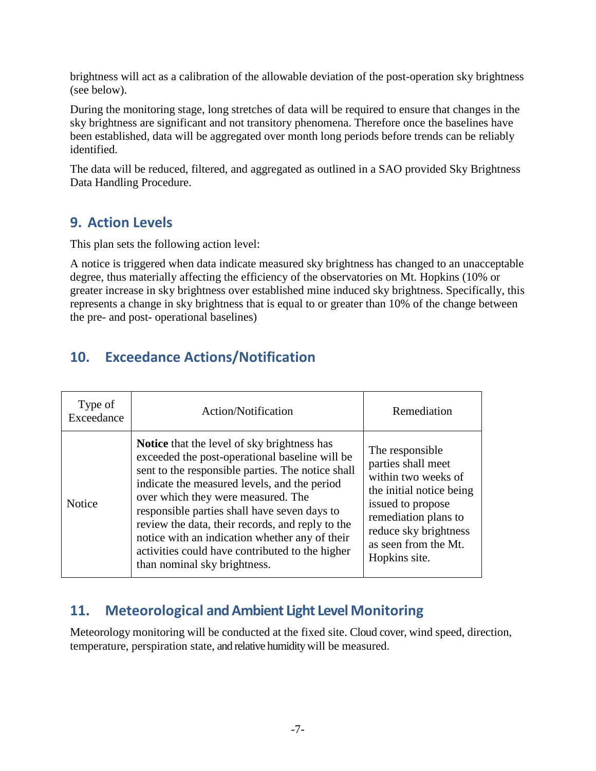brightness will act as a calibration of the allowable deviation of the post-operation sky brightness (see below).

During the monitoring stage, long stretches of data will be required to ensure that changes in the sky brightness are significant and not transitory phenomena. Therefore once the baselines have been established, data will be aggregated over month long periods before trends can be reliably identified.

The data will be reduced, filtered, and aggregated as outlined in a SAO provided Sky Brightness Data Handling Procedure.

## 9. Action Levels

This plan sets the following action level:

A notice is triggered when data indicate measured sky brightness has changed to an unacceptable degree, thus materially affecting the efficiency of the observatories on Mt. Hopkins (10% or greater increase in sky brightness over established mine induced sky brightness. Specifically, this represents a change in sky brightness that is equal to or greater than 10% of the change between the pre- and post- operational baselines)

## 10. Exceedance Actions/Notification

| Type of Exceedance | Action/Notification | Remediation |
|---|---|---|
| Notice | **Notice** that the level of sky brightness has exceeded the post-operational baseline will be sent to the responsible parties. The notice shall indicate the measured levels, and the period over which they were measured. The responsible parties shall have seven days to review the data, their records, and reply to the notice with an indication whether any of their activities could have contributed to the higher than nominal sky brightness. | The responsible parties shall meet within two weeks of the initial notice being issued to propose remediation plans to reduce sky brightness as seen from the Mt. Hopkins site. |

## 11. Meteorological and Ambient Light Level Monitoring

Meteorology monitoring will be conducted at the fixed site. Cloud cover, wind speed, direction, temperature, perspiration state, and relative humidity will be measured.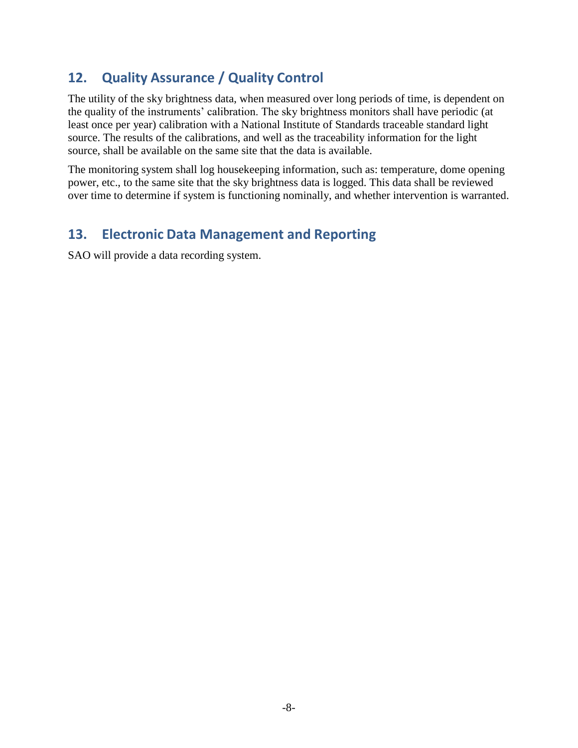## 12. Quality Assurance / Quality Control

The utility of the sky brightness data, when measured over long periods of time, is dependent on the quality of the instruments' calibration. The sky brightness monitors shall have periodic (at least once per year) calibration with a National Institute of Standards traceable standard light source. The results of the calibrations, and well as the traceability information for the light source, shall be available on the same site that the data is available.

The monitoring system shall log housekeeping information, such as: temperature, dome opening power, etc., to the same site that the sky brightness data is logged. This data shall be reviewed over time to determine if system is functioning nominally, and whether intervention is warranted.

## 13. Electronic Data Management and Reporting

SAO will provide a data recording system.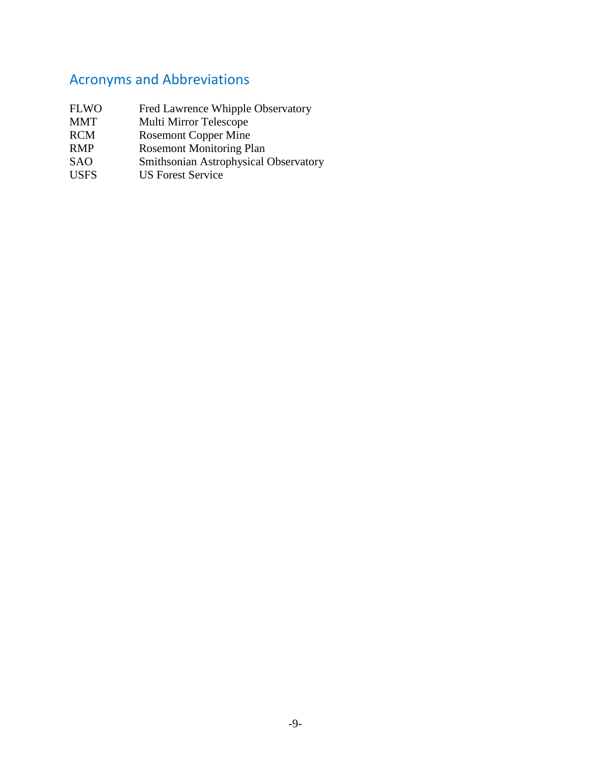## Acronyms and Abbreviations

| | |
|---|---|
| FLWO | Fred Lawrence Whipple Observatory |
| MMT | Multi Mirror Telescope |
| RCM | Rosemont Copper Mine |
| RMP | Rosemont Monitoring Plan |
| SAO | Smithsonian Astrophysical Observatory |
| USFS | US Forest Service |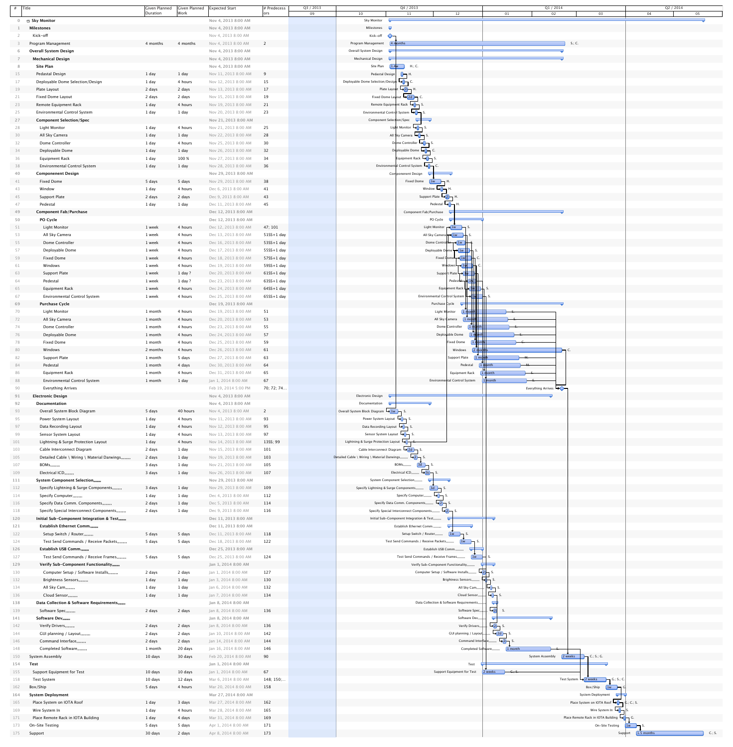| # | Title | Given Planned Duration | Given Planned Work | Expected Start | # Predecessors |
|---|---|---|---|---|---|
| 0 | Sky Monitor | | | Nov 4, 2013 8:00 AM | |
| 1 | Milestones | | | Nov 4, 2013 8:00 AM | |
| 2 | Kick-off | | | Nov 4, 2013 8:00 AM | |
| 3 | Program Management | 4 months | 4 months | Nov 4, 2013 8:00 AM | 2 |
| 6 | Overall System Design | | | Nov 4, 2013 8:00 AM | |
| 7 | Mechanical Design | | | Nov 4, 2013 8:00 AM | |
| 8 | Site Plan | | | Nov 4, 2013 8:00 AM | |
| 15 | Pedastal Design | 1 day | 1 day | Nov 11, 2013 8:00 AM | 9 |
| 17 | Deployable Dome Selection/Design | 1 day | 4 hours | Nov 12, 2013 8:00 AM | 15 |
| 19 | Plate Layout | 2 days | 2 days | Nov 13, 2013 8:00 AM | 17 |
| 21 | Fixed Dome Layout | 2 days | 2 days | Nov 15, 2013 8:00 AM | 19 |
| 23 | Remote Equipment Rack | 1 day | 4 hours | Nov 19, 2013 8:00 AM | 21 |
| 25 | Environmental Control System | 1 day | 1 day | Nov 20, 2013 8:00 AM | 23 |
| 27 | Component Selection/Spec | | | Nov 21, 2013 8:00 AM | |
| 28 | Light Monitor | 1 day | 4 hours | Nov 21, 2013 8:00 AM | 25 |
| 30 | All Sky Camera | 1 day | 1 day | Nov 22, 2013 8:00 AM | 28 |
| 32 | Dome Controller | 1 day | 4 hours | Nov 25, 2013 8:00 AM | 30 |
| 34 | Deployable Dome | 1 day | 1 day | Nov 26, 2013 8:00 AM | 32 |
| 36 | Equipment Rack | 1 day | 100 % | Nov 27, 2013 8:00 AM | 34 |
| 38 | Environmental Control System | 1 day | 1 day | Nov 28, 2013 8:00 AM | 36 |
| 40 | Componenent Design | | | Nov 29, 2013 8:00 AM | |
| 41 | Fixed Dome | 5 days | 5 days | Nov 29, 2013 8:00 AM | 38 |
| 43 | Window | 1 day | 4 hours | Dec 6, 2013 8:00 AM | 41 |
| 45 | Support Plate | 2 days | 2 days | Dec 9, 2013 8:00 AM | 43 |
| 47 | Pedestal | 1 day | 1 day | Dec 11, 2013 8:00 AM | 45 |
| 49 | Component Fab/Purchase | | | Dec 12, 2013 8:00 AM | |
| 50 | PO Cycle | | | Dec 12, 2013 8:00 AM | |
| 51 | Light Monitor | 1 week | 4 hours | Dec 12, 2013 8:00 AM | 47; 101 |
| 53 | All Sky Camera | 1 week | 4 hours | Dec 13, 2013 8:00 AM | 51SS+1 day |
| 55 | Dome Controller | 1 week | 4 hours | Dec 16, 2013 8:00 AM | 53SS+1 day |
| 57 | Deployable Dome | 1 week | 4 hours | Dec 17, 2013 8:00 AM | 55SS+1 day |
| 59 | Fixed Dome | 1 week | 4 hours | Dec 18, 2013 8:00 AM | 57SS+1 day |
| 61 | Windows | 1 week | 4 hours | Dec 19, 2013 8:00 AM | 59SS+1 day |
| 63 | Support Plate | 1 week | 1 day ? | Dec 20, 2013 8:00 AM | 61SS+1 day |
| 64 | Pedestal | 1 week | 1 day ? | Dec 23, 2013 8:00 AM | 63SS+1 day |
| 65 | Equipment Rack | 1 week | 4 hours | Dec 24, 2013 8:00 AM | 64SS+1 day |
| 67 | Environmental Control System | 1 week | 4 hours | Dec 25, 2013 8:00 AM | 65SS+1 day |
| 69 | Purchase Cycle | | | Dec 19, 2013 8:00 AM | |
| 70 | Light Monitor | 1 month | 4 hours | Dec 19, 2013 8:00 AM | 51 |
| 72 | All Sky Camera | 1 month | 4 hours | Dec 20, 2013 8:00 AM | 53 |
| 74 | Dome Controller | 1 month | 4 hours | Dec 23, 2013 8:00 AM | 55 |
| 76 | Deployable Dome | 1 month | 4 hours | Dec 24, 2013 8:00 AM | 57 |
| 78 | Fixed Dome | 1 month | 4 hours | Dec 25, 2013 8:00 AM | 59 |
| 80 | Windows | 2 months | 4 hours | Dec 26, 2013 8:00 AM | 61 |
| 82 | Support Plate | 1 month | 5 days | Dec 27, 2013 8:00 AM | 63 |
| 84 | Pedestal | 1 month | 4 days | Dec 30, 2013 8:00 AM | 64 |
| 86 | Equipment Rack | 1 month | 4 hours | Dec 31, 2013 8:00 AM | 65 |
| 88 | Environmental Control System | 1 month | 1 day | Jan 1, 2014 8:00 AM | 67 |
| 90 | Everything Arrives | | | Feb 19, 2014 5:00 PM | 70; 72; 74… |
| 91 | Electronic Design | | | Nov 4, 2013 8:00 AM | |
| 92 | Documentation | | | Nov 4, 2013 8:00 AM | |
| 93 | Overall System Block Diagram | 5 days | 40 hours | Nov 4, 2013 8:00 AM | 2 |
| 95 | Power System Layout | 1 day | 4 hours | Nov 11, 2013 8:00 AM | 93 |
| 97 | Data Recording Layout | 1 day | 4 hours | Nov 12, 2013 8:00 AM | 95 |
| 99 | Sensor System Layout | 1 day | 4 hours | Nov 13, 2013 8:00 AM | 97 |
| 101 | Lightning & Surge Protection Layout | 1 day | 4 hours | Nov 14, 2013 8:00 AM | 13SS; 99 |
| 103 | Cable Interconnect Diagram | 2 days | 1 day | Nov 15, 2013 8:00 AM | 101 |
| 105 | Detailed Cable \ Wiring \ Material Darwings,,,,,,,, | 2 days | 1 day | Nov 19, 2013 8:00 AM | 103 |
| 107 | BOMs,,,,,,,, | 3 days | 1 day | Nov 21, 2013 8:00 AM | 105 |
| 109 | Electrical ICD,,,,,,,, | 3 days | 1 day | Nov 26, 2013 8:00 AM | 107 |
| 111 | System Component Selection,,,,,,,, | | | Nov 29, 2013 8:00 AM | |
| 112 | Specify Lightning & Surge Components,,,,,,,, | 3 days | 1 day | Nov 29, 2013 8:00 AM | 109 |
| 114 | Specify Computer,,,,,,,, | 1 day | 1 day | Dec 4, 2013 8:00 AM | 112 |
| 116 | Specify Data Comm. Components,,,,,,,, | 2 days | 1 day | Dec 5, 2013 8:00 AM | 114 |
| 118 | Specify Special Interconnect Components,,,,,,,, | 2 days | 1 day | Dec 9, 2013 8:00 AM | 116 |
| 120 | Initial Sub-Component Integration & Test,,,,,,,, | | | Dec 11, 2013 8:00 AM | |
| 121 | Establish Ethernet Comm.,,,,,,,, | | | Dec 11, 2013 8:00 AM | |
| 122 | Setup Switch / Router,,,,,,,, | 5 days | 5 days | Dec 11, 2013 8:00 AM | 118 |
| 124 | Test Send Commands / Receive Packets,,,,,,,, | 5 days | 5 days | Dec 18, 2013 8:00 AM | 122 |
| 126 | Establish USB Comm.,,,,,,,, | | | Dec 25, 2013 8:00 AM | |
| 127 | Test Send Commands / Receive Frames,,,,,,,, | 5 days | 5 days | Dec 25, 2013 8:00 AM | 124 |
| 129 | Verify Sub-Component Functionality,,,,,,,, | | | Jan 1, 2014 8:00 AM | |
| 130 | Computer Setup / Software Installs,,,,,,,, | 2 days | 2 days | Jan 1, 2014 8:00 AM | 127 |
| 132 | Brightness Sensors,,,,,,,, | 1 day | 1 day | Jan 3, 2014 8:00 AM | 130 |
| 134 | All Sky Cam,,,,,,,, | 1 day | 1 day | Jan 6, 2014 8:00 AM | 132 |
| 136 | Cloud Sensor,,,,,,,, | 1 day | 1 day | Jan 7, 2014 8:00 AM | 134 |
| 138 | Data Collection & Software Requirements,,,,,,,, | | | Jan 8, 2014 8:00 AM | |
| 139 | Software Spec,,,,,,,, | 2 days | 2 days | Jan 8, 2014 8:00 AM | 136 |
| 141 | Software Dev.,,,,,,,, | | | Jan 8, 2014 8:00 AM | |
| 142 | Verify Drivers,,,,,,,, | 2 days | 2 days | Jan 8, 2014 8:00 AM | 136 |
| 144 | GUI planning / Layout,,,,,,,, | 2 days | 2 days | Jan 10, 2014 8:00 AM | 142 |
| 146 | Command Interface,,,,,,,, | 2 days | 2 days | Jan 14, 2014 8:00 AM | 144 |
| 148 | Completed Software,,,,,,,, | 1 month | 20 days | Jan 16, 2014 8:00 AM | 146 |
| 150 | System Assembly | 10 days | 30 days | Feb 20, 2014 8:00 AM | 90 |
| 154 | Test | | | Jan 1, 2014 8:00 AM | |
| 155 | Support Equipment for Test | 10 days | 10 days | Jan 1, 2014 8:00 AM | 67 |
| 158 | Test System | 10 days | 12 days | Mar 6, 2014 8:00 AM | 148; 150;… |
| 162 | Box/Ship | 5 days | 4 hours | Mar 20, 2014 8:00 AM | 158 |
| 164 | System Deployment | | | Mar 27, 2014 8:00 AM | |
| 165 | Place System on IOTA Roof | 1 day | 3 days | Mar 27, 2014 8:00 AM | 162 |
| 169 | Wire System In | 1 day | 4 hours | Mar 28, 2014 8:00 AM | 165 |
| 171 | Place Remote Rack in IOTA Building | 1 day | 4 days | Mar 31, 2014 8:00 AM | 169 |
| 173 | On-Site Testing | 5 days | 5 days | Apr 1, 2014 8:00 AM | 171 |
| 175 | Support | 30 days | 2 days | Apr 8, 2014 8:00 AM | 173 |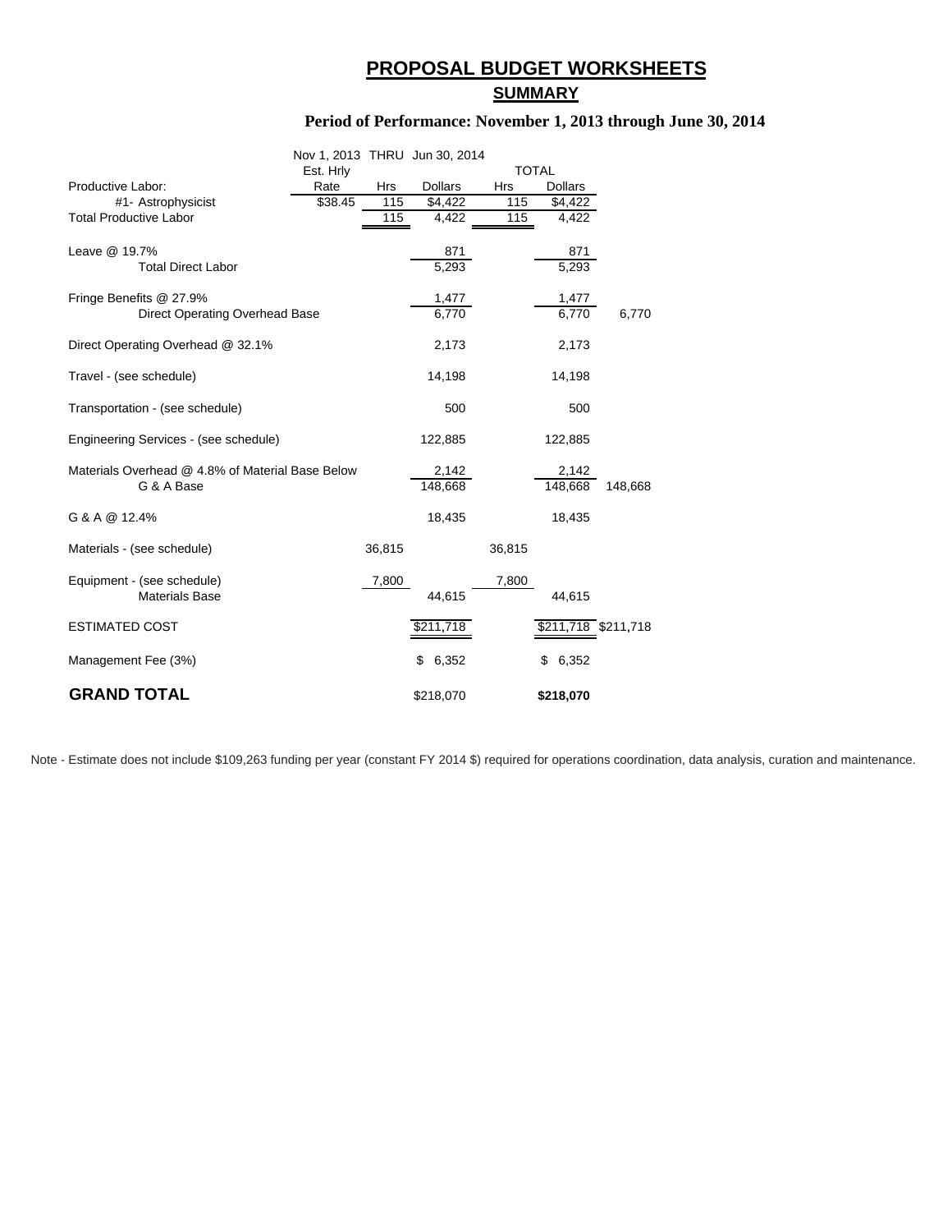# PROPOSAL BUDGET WORKSHEETS

## SUMMARY

### Period of Performance: November 1, 2013 through June 30, 2014

| | Nov 1, 2013 THRU Jun 30, 2014 | | | TOTAL | | |
|---|---|---|---|---|---|---|
| | Est. Hrly | | | | | |
| Productive Labor: | Rate | Hrs | Dollars | Hrs | Dollars | |
| #1- Astrophysicist | $38.45 | 115 | $4,422 | 115 | $4,422 | |
| Total Productive Labor | | 115 | 4,422 | 115 | 4,422 | |
| Leave @ 19.7% | | | 871 | | 871 | |
| Total Direct Labor | | | 5,293 | | 5,293 | |
| Fringe Benefits @ 27.9% | | | 1,477 | | 1,477 | |
| Direct Operating Overhead Base | | | 6,770 | | 6,770 | 6,770 |
| Direct Operating Overhead @ 32.1% | | | 2,173 | | 2,173 | |
| Travel - (see schedule) | | | 14,198 | | 14,198 | |
| Transportation - (see schedule) | | | 500 | | 500 | |
| Engineering Services - (see schedule) | | | 122,885 | | 122,885 | |
| Materials Overhead @ 4.8% of Material Base Below | | | 2,142 | | 2,142 | |
| G & A Base | | | 148,668 | | 148,668 | 148,668 |
| G & A @ 12.4% | | | 18,435 | | 18,435 | |
| Materials - (see schedule) | | 36,815 | | 36,815 | | |
| Equipment - (see schedule) | | 7,800 | | 7,800 | | |
| Materials Base | | | 44,615 | | 44,615 | |
| ESTIMATED COST | | | $211,718 | | $211,718 | $211,718 |
| Management Fee (3%) | | | $ 6,352 | | $ 6,352 | |
| **GRAND TOTAL** | | | $218,070 | | **$218,070** | |

Note - Estimate does not include $109,263 funding per year (constant FY 2014 $) required for operations coordination, data analysis, curation and maintenance.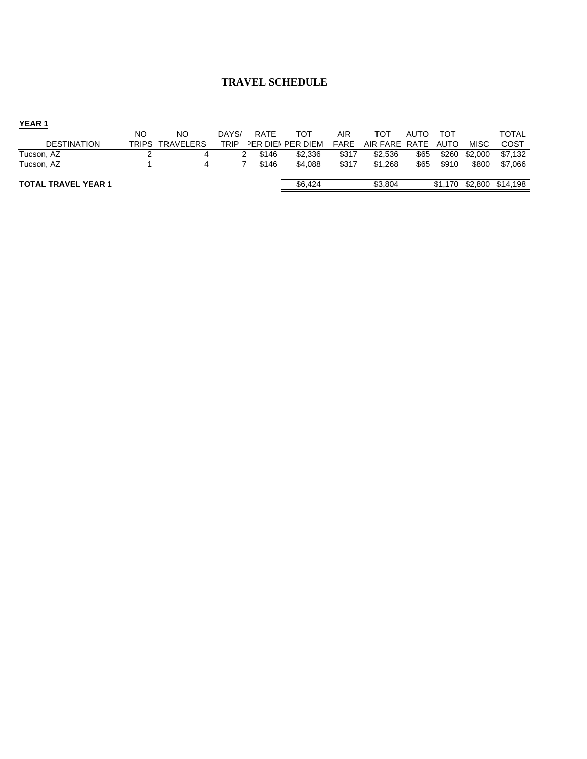# TRAVEL SCHEDULE

**YEAR 1**

| DESTINATION | NO TRIPS | NO TRAVELERS | DAYS/ TRIP | RATE PER DIEM | TOT PER DIEM | AIR FARE | TOT AIR FARE | AUTO RATE | TOT AUTO | MISC | TOTAL COST |
|---|---|---|---|---|---|---|---|---|---|---|---|
| Tucson, AZ | 2 | 4 | 2 | $146 | $2,336 | $317 | $2,536 | $65 | $260 | $2,000 | $7,132 |
| Tucson, AZ | 1 | 4 | 7 | $146 | $4,088 | $317 | $1,268 | $65 | $910 | $800 | $7,066 |
| **TOTAL TRAVEL YEAR 1** | | | | | $6,424 | | $3,804 | | $1,170 | $2,800 | $14,198 |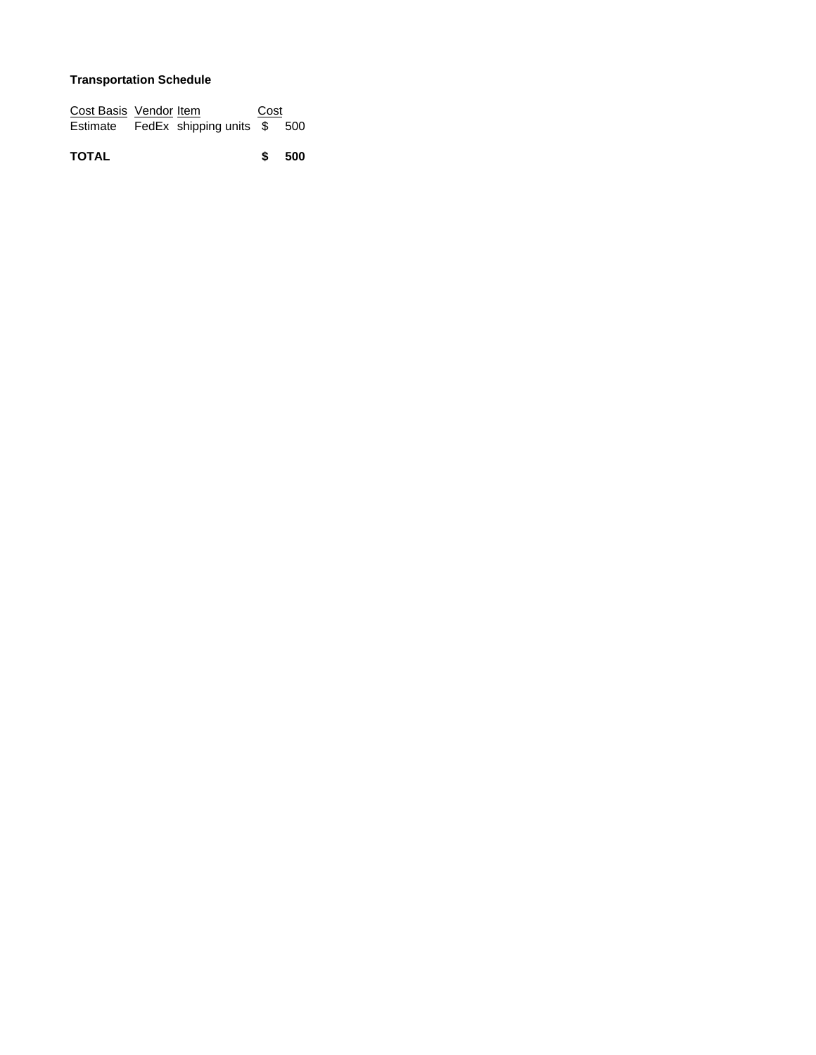**Transportation Schedule**

| Cost Basis | Vendor | Item | Cost |
| --- | --- | --- | --- |
| Estimate | FedEx | shipping units | $ 500 |
| **TOTAL** | | | **$ 500** |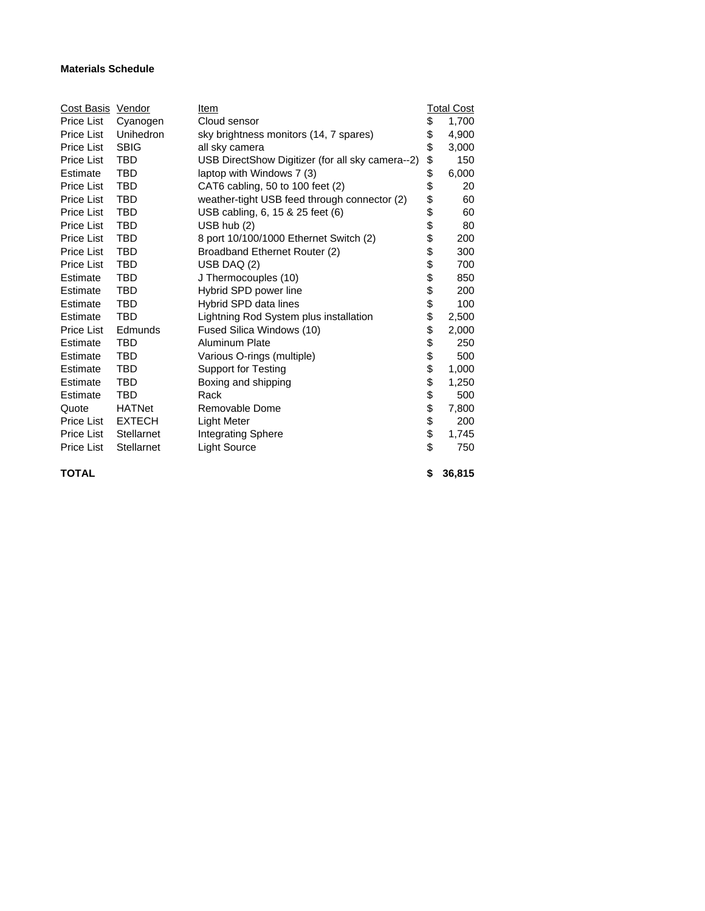**Materials Schedule**

| Cost Basis | Vendor | Item | Total Cost |
|---|---|---|---|
| Price List | Cyanogen | Cloud sensor | $ 1,700 |
| Price List | Unihedron | sky brightness monitors (14, 7 spares) | $ 4,900 |
| Price List | SBIG | all sky camera | $ 3,000 |
| Price List | TBD | USB DirectShow Digitizer (for all sky camera--2) | $ 150 |
| Estimate | TBD | laptop with Windows 7 (3) | $ 6,000 |
| Price List | TBD | CAT6 cabling, 50 to 100 feet (2) | $ 20 |
| Price List | TBD | weather-tight USB feed through connector (2) | $ 60 |
| Price List | TBD | USB cabling, 6, 15 & 25 feet (6) | $ 60 |
| Price List | TBD | USB hub (2) | $ 80 |
| Price List | TBD | 8 port 10/100/1000 Ethernet Switch (2) | $ 200 |
| Price List | TBD | Broadband Ethernet Router (2) | $ 300 |
| Price List | TBD | USB DAQ (2) | $ 700 |
| Estimate | TBD | J Thermocouples (10) | $ 850 |
| Estimate | TBD | Hybrid SPD power line | $ 200 |
| Estimate | TBD | Hybrid SPD data lines | $ 100 |
| Estimate | TBD | Lightning Rod System plus installation | $ 2,500 |
| Price List | Edmunds | Fused Silica Windows (10) | $ 2,000 |
| Estimate | TBD | Aluminum Plate | $ 250 |
| Estimate | TBD | Various O-rings (multiple) | $ 500 |
| Estimate | TBD | Support for Testing | $ 1,000 |
| Estimate | TBD | Boxing and shipping | $ 1,250 |
| Estimate | TBD | Rack | $ 500 |
| Quote | HATNet | Removable Dome | $ 7,800 |
| Price List | EXTECH | Light Meter | $ 200 |
| Price List | Stellarnet | Integrating Sphere | $ 1,745 |
| Price List | Stellarnet | Light Source | $ 750 |
| **TOTAL** | | | **$ 36,815** |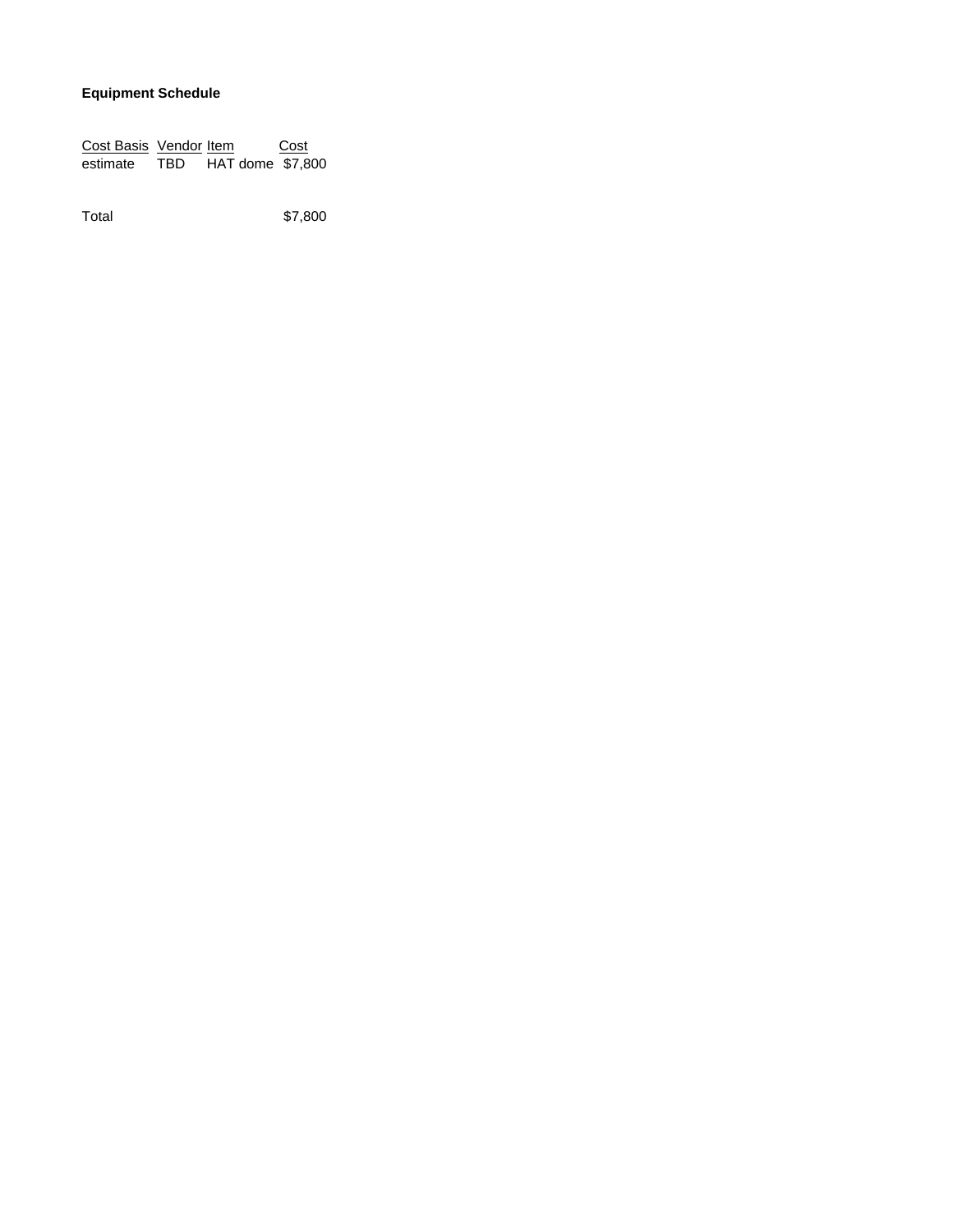**Equipment Schedule**

| Cost Basis | Vendor | Item | Cost |
|---|---|---|---|
| estimate | TBD | HAT dome | $7,800 |
| | | | |
| Total | | | $7,800 |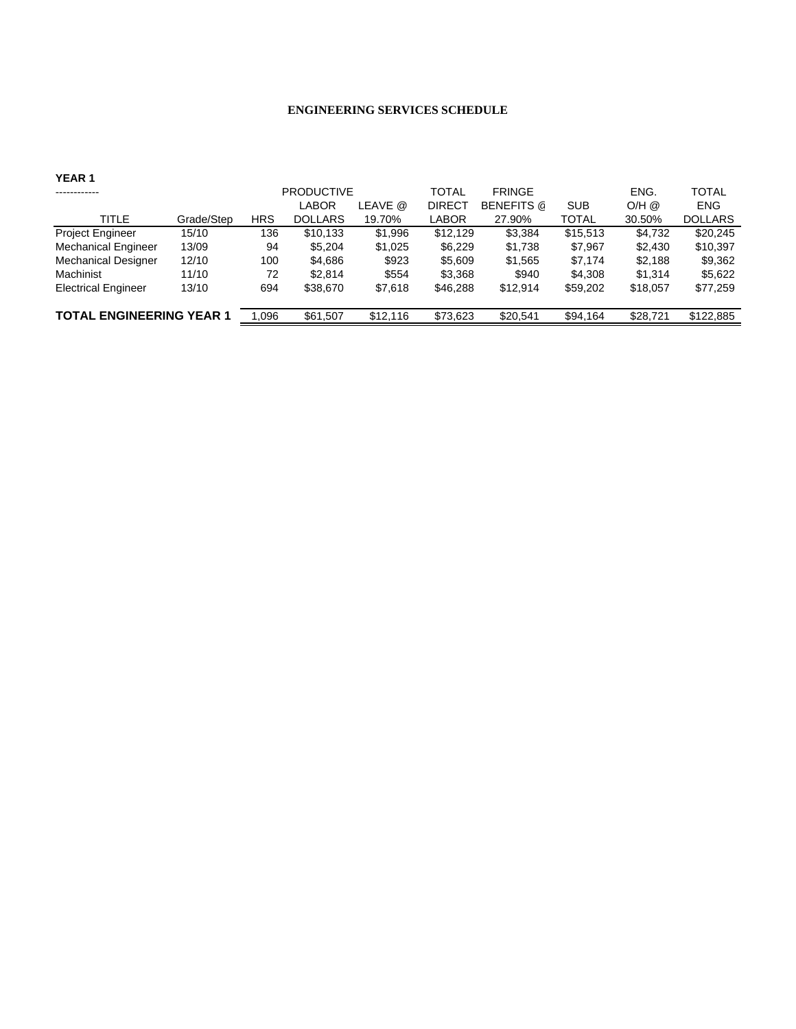**ENGINEERING SERVICES SCHEDULE**

**YEAR 1**

| TITLE | Grade/Step | HRS | PRODUCTIVE LABOR DOLLARS | LEAVE @ 19.70% | TOTAL DIRECT LABOR | FRINGE BENEFITS @ 27.90% | SUB TOTAL | ENG. O/H @ 30.50% | TOTAL ENG DOLLARS |
|---|---|---|---|---|---|---|---|---|---|
| Project Engineer | 15/10 | 136 | $10,133 | $1,996 | $12,129 | $3,384 | $15,513 | $4,732 | $20,245 |
| Mechanical Engineer | 13/09 | 94 | $5,204 | $1,025 | $6,229 | $1,738 | $7,967 | $2,430 | $10,397 |
| Mechanical Designer | 12/10 | 100 | $4,686 | $923 | $5,609 | $1,565 | $7,174 | $2,188 | $9,362 |
| Machinist | 11/10 | 72 | $2,814 | $554 | $3,368 | $940 | $4,308 | $1,314 | $5,622 |
| Electrical Engineer | 13/10 | 694 | $38,670 | $7,618 | $46,288 | $12,914 | $59,202 | $18,057 | $77,259 |
| **TOTAL ENGINEERING YEAR 1** | | 1,096 | $61,507 | $12,116 | $73,623 | $20,541 | $94,164 | $28,721 | $122,885 |